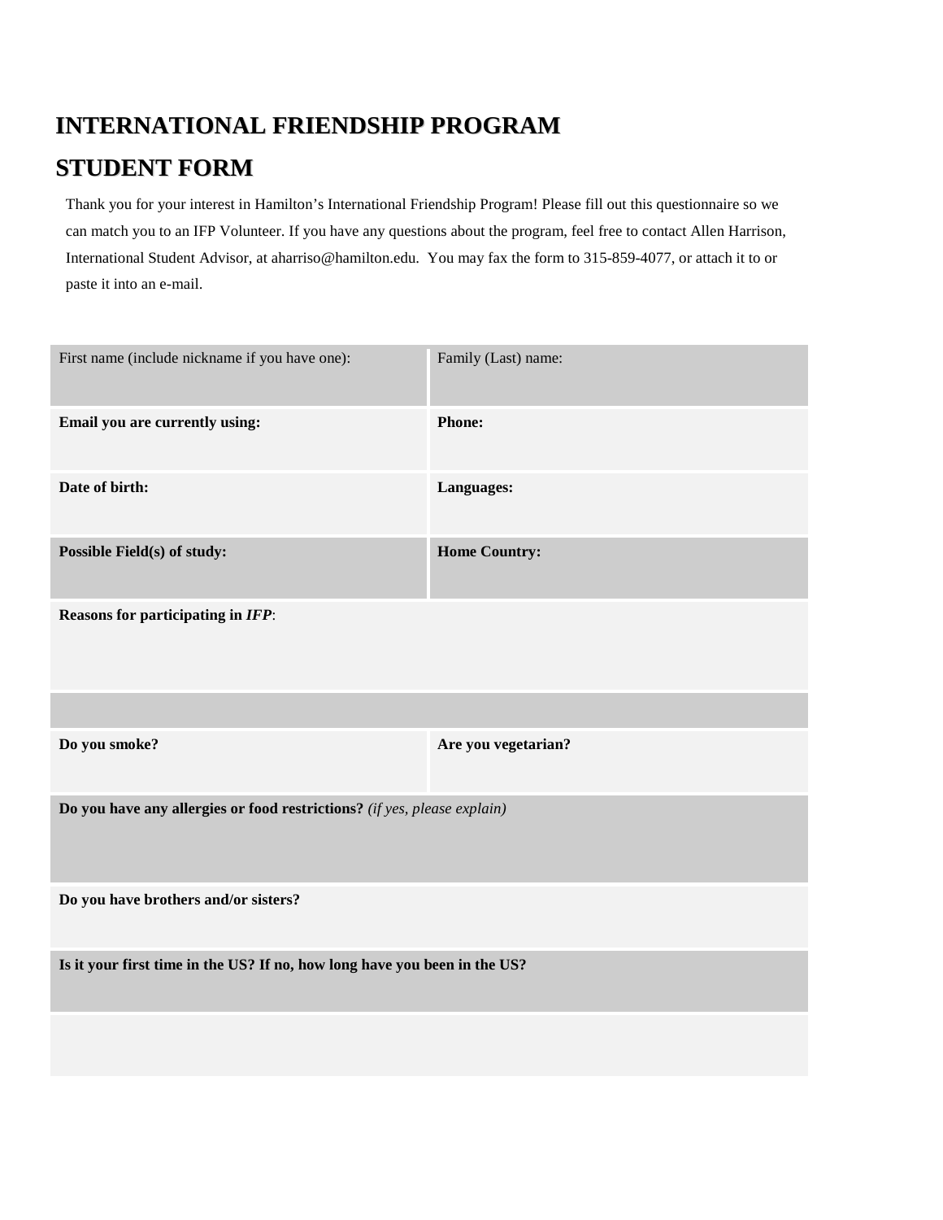# INTERNATIONAL FRIENDSHIP PROGRAM

# STUDENT FORM

Thank you for your interest in Hamilton's International Friendship Program! Please fill out this questionnaire so we can match you to an IFP Volunteer. If you have any questions about the program, feel free to contact Allen Harrison, International Student Advisor, at aharriso@hamilton.edu. You may fax the form to 315-859-4077, or attach it to or paste it into an e-mail.

| First name (include nickname if you have one): | Family (Last) name: |
| --- | --- |
| **Email you are currently using:** | **Phone:** |
| **Date of birth:** | **Languages:** |
| **Possible Field(s) of study:** | **Home Country:** |
| **Reasons for participating in *IFP***: | |
| | |
| **Do you smoke?** | **Are you vegetarian?** |
| **Do you have any allergies or food restrictions?** *(if yes, please explain)* | |
| **Do you have brothers and/or sisters?** | |
| **Is it your first time in the US? If no, how long have you been in the US?** | |
| | |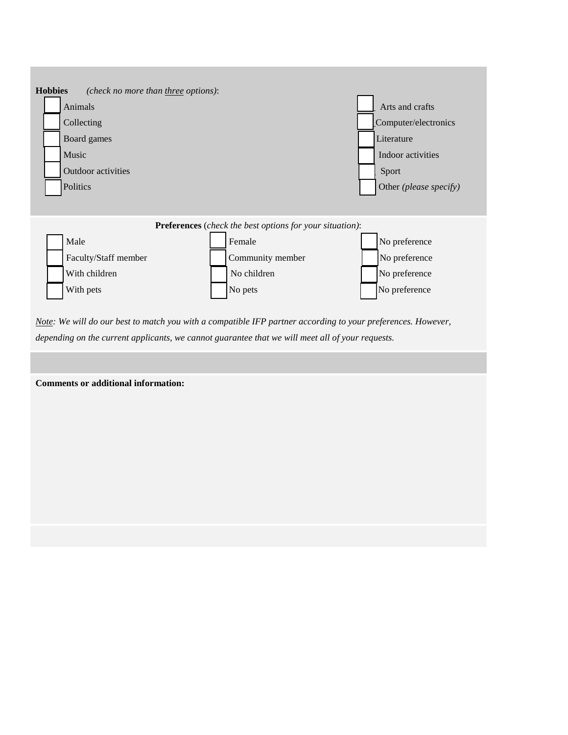**Hobbies** *(check no more than* *three* *options)*:

| | |
|---|---|
| ☐ Animals | ☐ Arts and crafts |
| ☐ Collecting | ☐ Computer/electronics |
| ☐ Board games | ☐ Literature |
| ☐ Music | ☐ Indoor activities |
| ☐ Outdoor activities | ☐ Sport |
| ☐ Politics | ☐ Other *(please specify)* |

**Preferences** (*check the best options for your situation)*:

| | | |
|---|---|---|
| ☐ Male | ☐ Female | ☐ No preference |
| ☐ Faculty/Staff member | ☐ Community member | ☐ No preference |
| ☐ With children | ☐ No children | ☐ No preference |
| ☐ With pets | ☐ No pets | ☐ No preference |

*Note: We will do our best to match you with a compatible IFP partner according to your preferences. However, depending on the current applicants, we cannot guarantee that we will meet all of your requests.*

**Comments or additional information:**